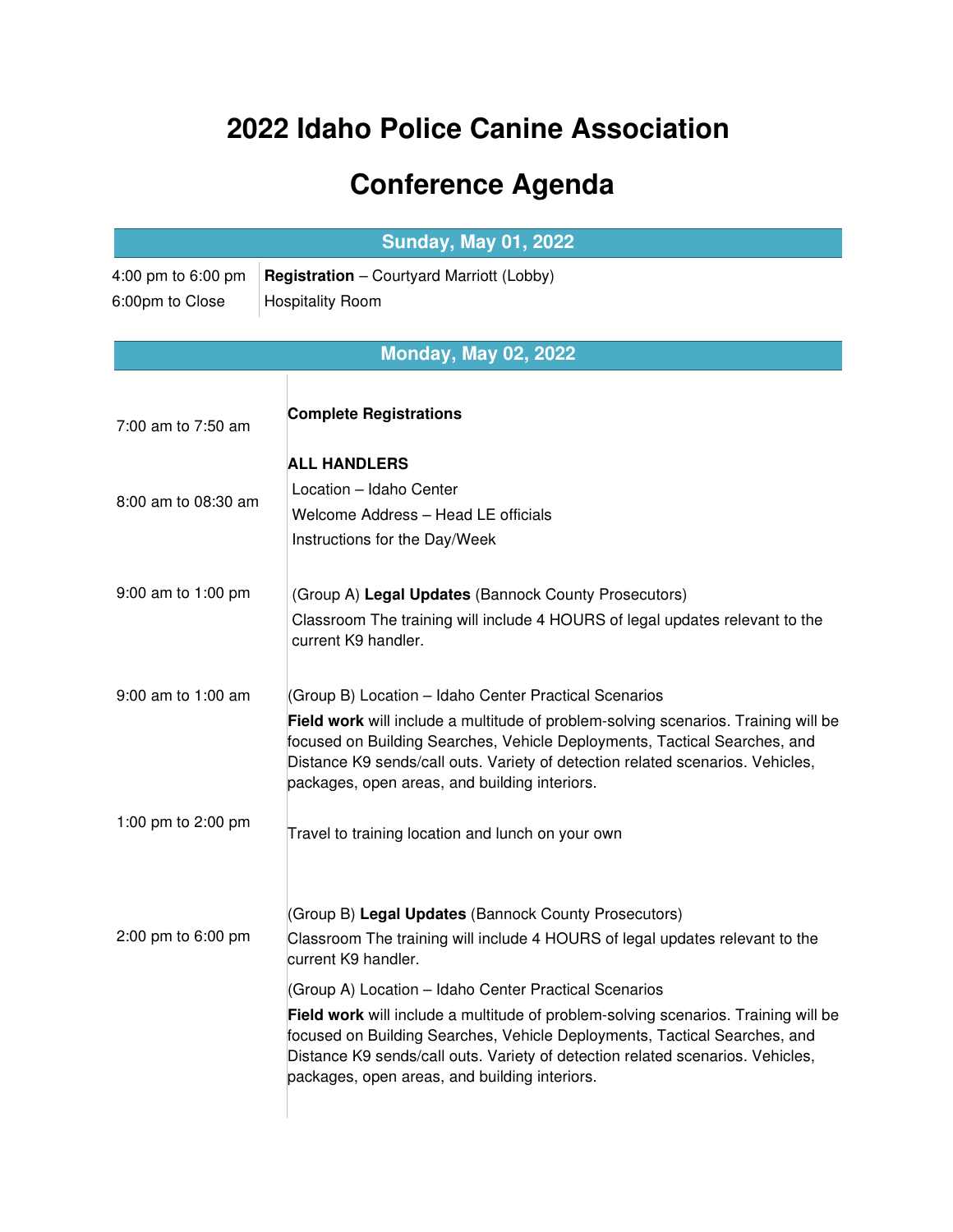# 2022 Idaho Police Canine Association

# Conference Agenda

## Sunday, May 01, 2022

| | |
|---|---|
| 4:00 pm to 6:00 pm | **Registration** – Courtyard Marriott (Lobby) |
| 6:00pm to Close | Hospitality Room |

## Monday, May 02, 2022

| | |
|---|---|
| 7:00 am to 7:50 am | **Complete Registrations** |
| 8:00 am to 08:30 am | **ALL HANDLERS**<br>Location – Idaho Center<br>Welcome Address – Head LE officials<br>Instructions for the Day/Week |
| 9:00 am to 1:00 pm | (Group A) **Legal Updates** (Bannock County Prosecutors)<br>Classroom The training will include 4 HOURS of legal updates relevant to the current K9 handler. |
| 9:00 am to 1:00 am | (Group B) Location – Idaho Center Practical Scenarios<br>**Field work** will include a multitude of problem-solving scenarios. Training will be focused on Building Searches, Vehicle Deployments, Tactical Searches, and Distance K9 sends/call outs. Variety of detection related scenarios. Vehicles, packages, open areas, and building interiors. |
| 1:00 pm to 2:00 pm | Travel to training location and lunch on your own |
| 2:00 pm to 6:00 pm | (Group B) **Legal Updates** (Bannock County Prosecutors)<br>Classroom The training will include 4 HOURS of legal updates relevant to the current K9 handler.<br>(Group A) Location – Idaho Center Practical Scenarios<br>**Field work** will include a multitude of problem-solving scenarios. Training will be focused on Building Searches, Vehicle Deployments, Tactical Searches, and Distance K9 sends/call outs. Variety of detection related scenarios. Vehicles, packages, open areas, and building interiors. |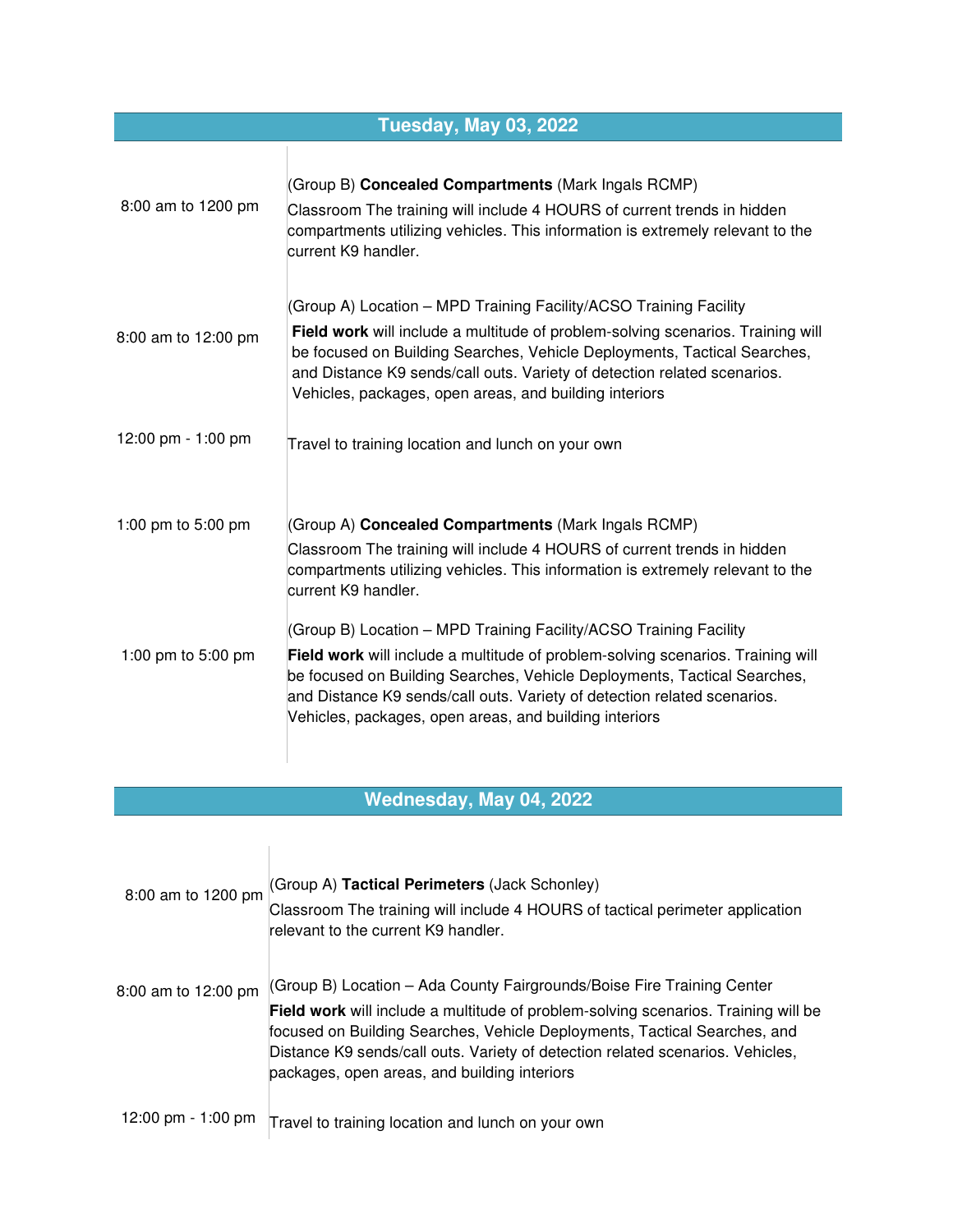## Tuesday, May 03, 2022

| | |
|---|---|
| 8:00 am to 1200 pm | (Group B) **Concealed Compartments** (Mark Ingals RCMP)<br>Classroom The training will include 4 HOURS of current trends in hidden compartments utilizing vehicles. This information is extremely relevant to the current K9 handler. |
| 8:00 am to 12:00 pm | (Group A) Location – MPD Training Facility/ACSO Training Facility<br>**Field work** will include a multitude of problem-solving scenarios. Training will be focused on Building Searches, Vehicle Deployments, Tactical Searches, and Distance K9 sends/call outs. Variety of detection related scenarios. Vehicles, packages, open areas, and building interiors |
| 12:00 pm - 1:00 pm | Travel to training location and lunch on your own |
| 1:00 pm to 5:00 pm | (Group A) **Concealed Compartments** (Mark Ingals RCMP)<br>Classroom The training will include 4 HOURS of current trends in hidden compartments utilizing vehicles. This information is extremely relevant to the current K9 handler. |
| 1:00 pm to 5:00 pm | (Group B) Location – MPD Training Facility/ACSO Training Facility<br>**Field work** will include a multitude of problem-solving scenarios. Training will be focused on Building Searches, Vehicle Deployments, Tactical Searches, and Distance K9 sends/call outs. Variety of detection related scenarios. Vehicles, packages, open areas, and building interiors |

## Wednesday, May 04, 2022

| | |
|---|---|
| 8:00 am to 1200 pm | (Group A) **Tactical Perimeters** (Jack Schonley)<br>Classroom The training will include 4 HOURS of tactical perimeter application relevant to the current K9 handler. |
| 8:00 am to 12:00 pm | (Group B) Location – Ada County Fairgrounds/Boise Fire Training Center<br>**Field work** will include a multitude of problem-solving scenarios. Training will be focused on Building Searches, Vehicle Deployments, Tactical Searches, and Distance K9 sends/call outs. Variety of detection related scenarios. Vehicles, packages, open areas, and building interiors |
| 12:00 pm - 1:00 pm | Travel to training location and lunch on your own |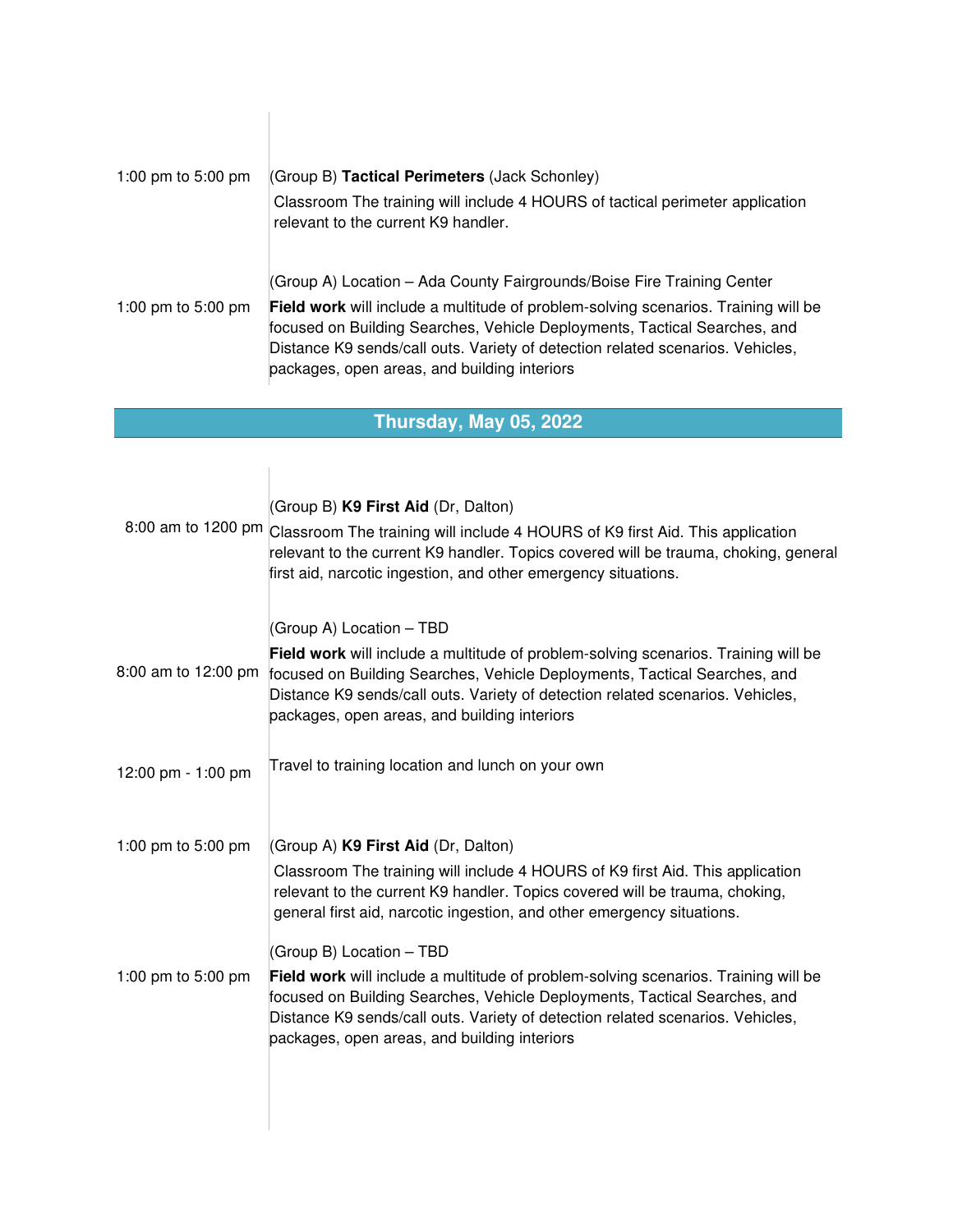| | |
|---|---|
| 1:00 pm to 5:00 pm | (Group B) **Tactical Perimeters** (Jack Schonley)<br>Classroom The training will include 4 HOURS of tactical perimeter application relevant to the current K9 handler. |
| 1:00 pm to 5:00 pm | (Group A) Location – Ada County Fairgrounds/Boise Fire Training Center<br>**Field work** will include a multitude of problem-solving scenarios. Training will be focused on Building Searches, Vehicle Deployments, Tactical Searches, and Distance K9 sends/call outs. Variety of detection related scenarios. Vehicles, packages, open areas, and building interiors |

## Thursday, May 05, 2022

| | |
|---|---|
| 8:00 am to 1200 pm | (Group B) **K9 First Aid** (Dr, Dalton)<br>Classroom The training will include 4 HOURS of K9 first Aid. This application relevant to the current K9 handler. Topics covered will be trauma, choking, general first aid, narcotic ingestion, and other emergency situations. |
| 8:00 am to 12:00 pm | (Group A) Location – TBD<br>**Field work** will include a multitude of problem-solving scenarios. Training will be focused on Building Searches, Vehicle Deployments, Tactical Searches, and Distance K9 sends/call outs. Variety of detection related scenarios. Vehicles, packages, open areas, and building interiors |
| 12:00 pm - 1:00 pm | Travel to training location and lunch on your own |
| 1:00 pm to 5:00 pm | (Group A) **K9 First Aid** (Dr, Dalton)<br>Classroom The training will include 4 HOURS of K9 first Aid. This application relevant to the current K9 handler. Topics covered will be trauma, choking, general first aid, narcotic ingestion, and other emergency situations. |
| 1:00 pm to 5:00 pm | (Group B) Location – TBD<br>**Field work** will include a multitude of problem-solving scenarios. Training will be focused on Building Searches, Vehicle Deployments, Tactical Searches, and Distance K9 sends/call outs. Variety of detection related scenarios. Vehicles, packages, open areas, and building interiors |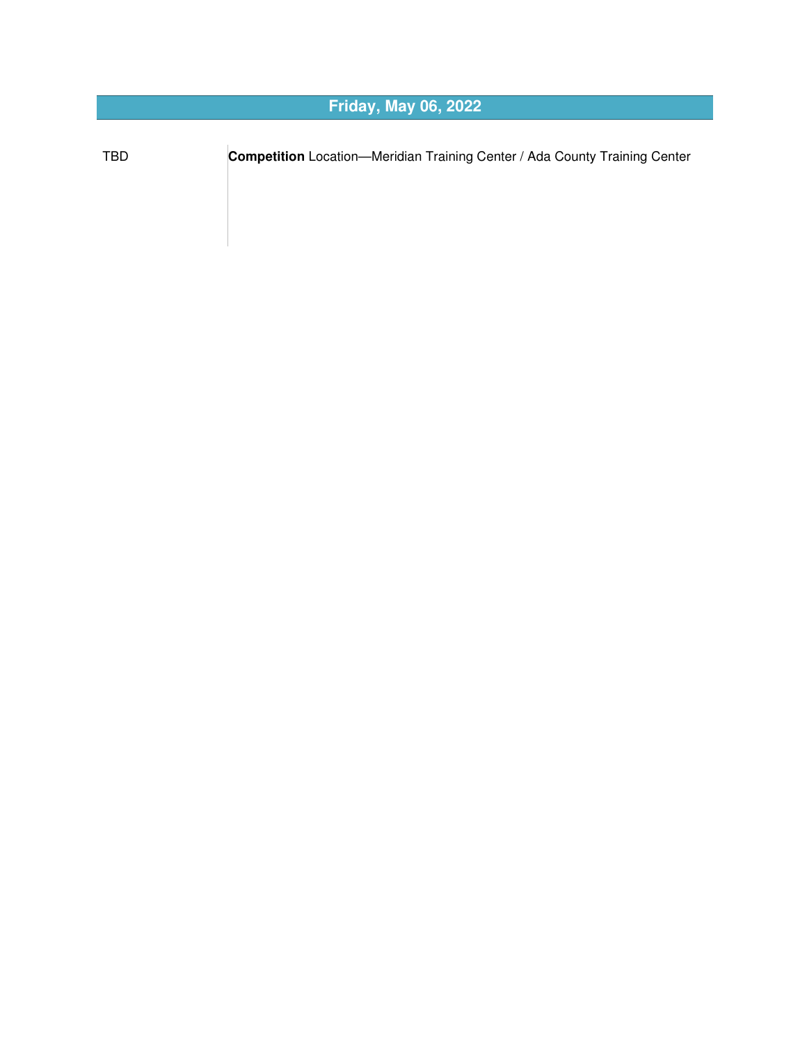## Friday, May 06, 2022

| | |
|---|---|
| TBD | **Competition** Location—Meridian Training Center / Ada County Training Center |